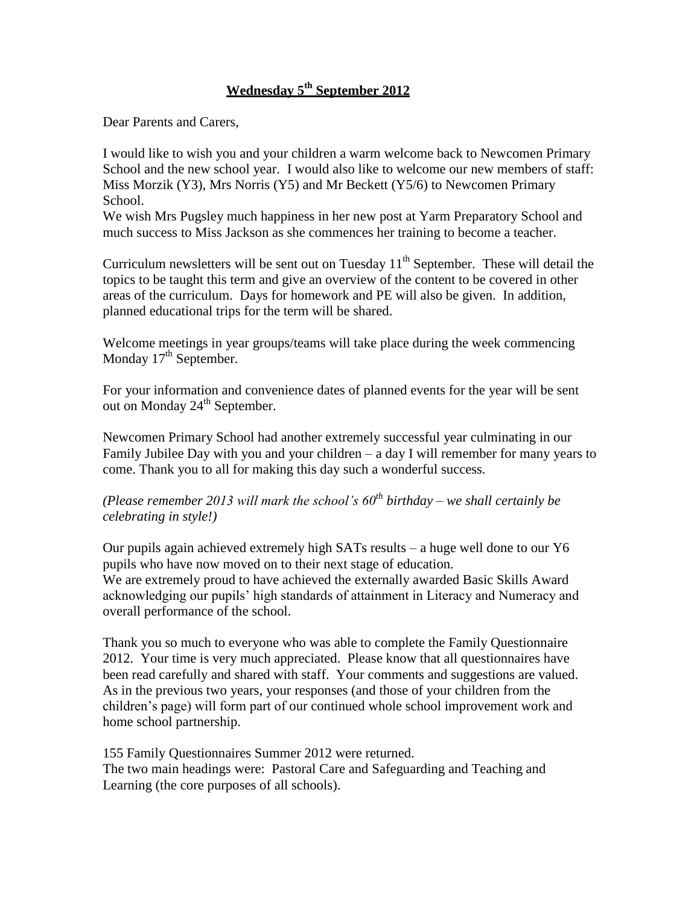**Wednesday 5th September 2012**

Dear Parents and Carers,

I would like to wish you and your children a warm welcome back to Newcomen Primary School and the new school year. I would also like to welcome our new members of staff: Miss Morzik (Y3), Mrs Norris (Y5) and Mr Beckett (Y5/6) to Newcomen Primary School.

We wish Mrs Pugsley much happiness in her new post at Yarm Preparatory School and much success to Miss Jackson as she commences her training to become a teacher.

Curriculum newsletters will be sent out on Tuesday 11th September. These will detail the topics to be taught this term and give an overview of the content to be covered in other areas of the curriculum. Days for homework and PE will also be given. In addition, planned educational trips for the term will be shared.

Welcome meetings in year groups/teams will take place during the week commencing Monday 17th September.

For your information and convenience dates of planned events for the year will be sent out on Monday 24th September.

Newcomen Primary School had another extremely successful year culminating in our Family Jubilee Day with you and your children – a day I will remember for many years to come. Thank you to all for making this day such a wonderful success.

*(Please remember 2013 will mark the school's 60th birthday – we shall certainly be celebrating in style!)*

Our pupils again achieved extremely high SATs results – a huge well done to our Y6 pupils who have now moved on to their next stage of education.

We are extremely proud to have achieved the externally awarded Basic Skills Award acknowledging our pupils' high standards of attainment in Literacy and Numeracy and overall performance of the school.

Thank you so much to everyone who was able to complete the Family Questionnaire 2012. Your time is very much appreciated. Please know that all questionnaires have been read carefully and shared with staff. Your comments and suggestions are valued. As in the previous two years, your responses (and those of your children from the children's page) will form part of our continued whole school improvement work and home school partnership.

155 Family Questionnaires Summer 2012 were returned.

The two main headings were: Pastoral Care and Safeguarding and Teaching and Learning (the core purposes of all schools).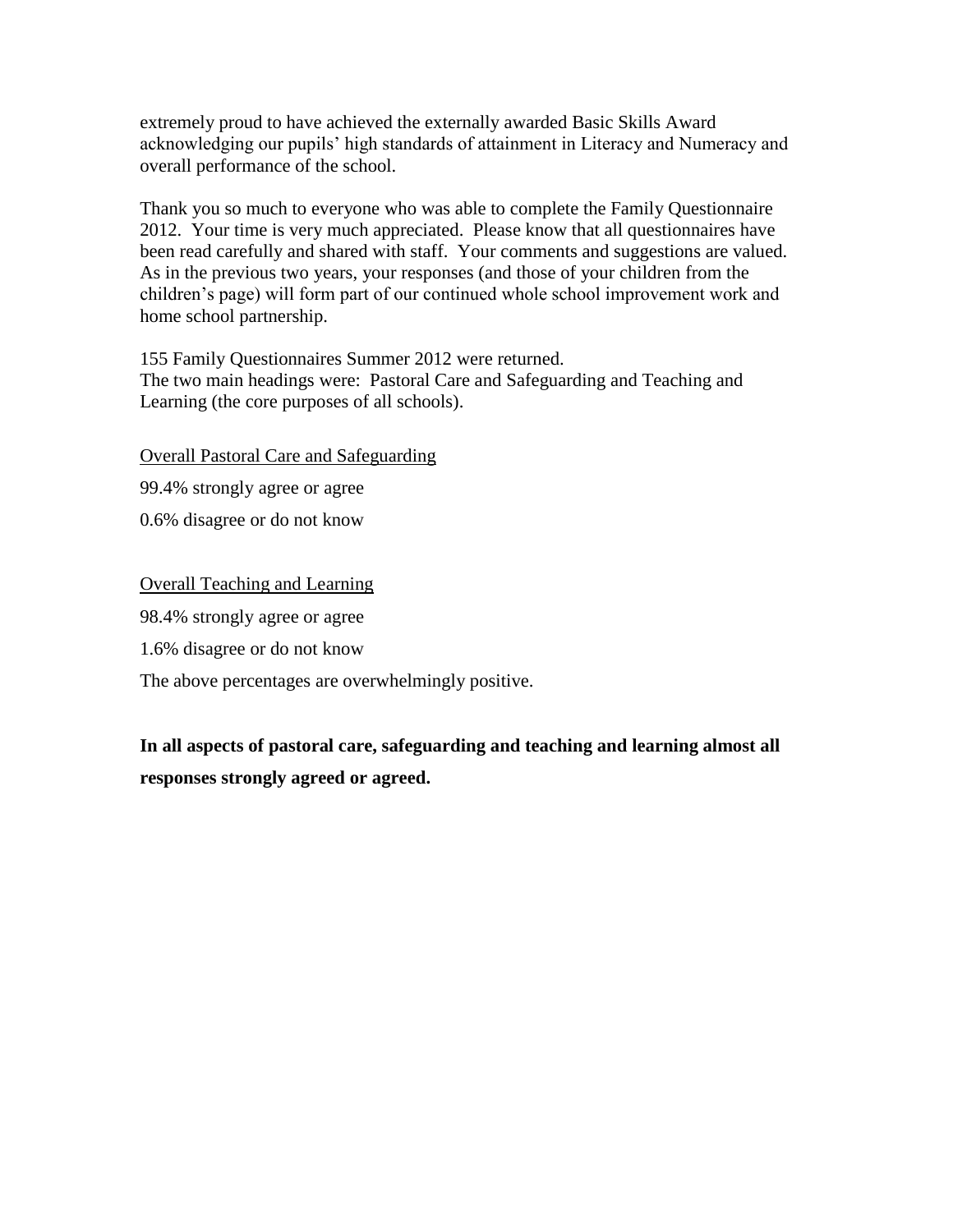extremely proud to have achieved the externally awarded Basic Skills Award acknowledging our pupils' high standards of attainment in Literacy and Numeracy and overall performance of the school.

Thank you so much to everyone who was able to complete the Family Questionnaire 2012. Your time is very much appreciated. Please know that all questionnaires have been read carefully and shared with staff. Your comments and suggestions are valued. As in the previous two years, your responses (and those of your children from the children's page) will form part of our continued whole school improvement work and home school partnership.

155 Family Questionnaires Summer 2012 were returned.
The two main headings were: Pastoral Care and Safeguarding and Teaching and Learning (the core purposes of all schools).

<u>Overall Pastoral Care and Safeguarding</u>

99.4% strongly agree or agree

0.6% disagree or do not know

<u>Overall Teaching and Learning</u>

98.4% strongly agree or agree

1.6% disagree or do not know

The above percentages are overwhelmingly positive.

**In all aspects of pastoral care, safeguarding and teaching and learning almost all responses strongly agreed or agreed.**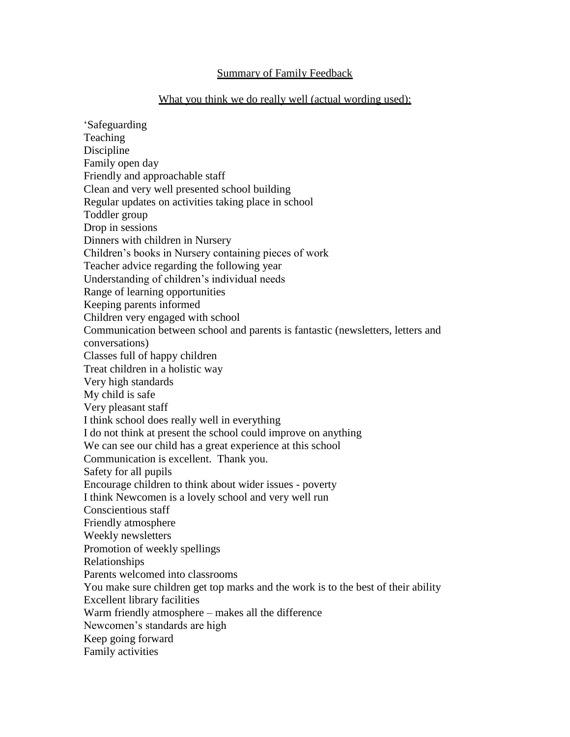<u>Summary of Family Feedback</u>

<u>What you think we do really well (actual wording used):</u>

'Safeguarding
Teaching
Discipline
Family open day
Friendly and approachable staff
Clean and very well presented school building
Regular updates on activities taking place in school
Toddler group
Drop in sessions
Dinners with children in Nursery
Children's books in Nursery containing pieces of work
Teacher advice regarding the following year
Understanding of children's individual needs
Range of learning opportunities
Keeping parents informed
Children very engaged with school
Communication between school and parents is fantastic (newsletters, letters and conversations)
Classes full of happy children
Treat children in a holistic way
Very high standards
My child is safe
Very pleasant staff
I think school does really well in everything
I do not think at present the school could improve on anything
We can see our child has a great experience at this school
Communication is excellent. Thank you.
Safety for all pupils
Encourage children to think about wider issues - poverty
I think Newcomen is a lovely school and very well run
Conscientious staff
Friendly atmosphere
Weekly newsletters
Promotion of weekly spellings
Relationships
Parents welcomed into classrooms
You make sure children get top marks and the work is to the best of their ability
Excellent library facilities
Warm friendly atmosphere – makes all the difference
Newcomen's standards are high
Keep going forward
Family activities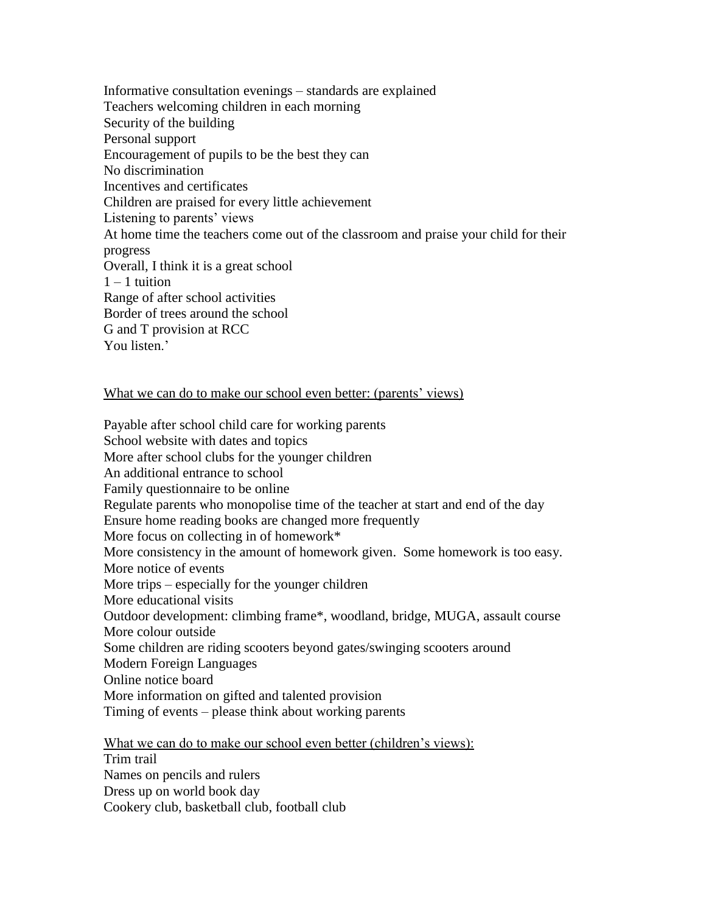Informative consultation evenings – standards are explained
Teachers welcoming children in each morning
Security of the building
Personal support
Encouragement of pupils to be the best they can
No discrimination
Incentives and certificates
Children are praised for every little achievement
Listening to parents' views
At home time the teachers come out of the classroom and praise your child for their progress
Overall, I think it is a great school
1 – 1 tuition
Range of after school activities
Border of trees around the school
G and T provision at RCC
You listen.'

<u>What we can do to make our school even better: (parents' views)</u>

Payable after school child care for working parents
School website with dates and topics
More after school clubs for the younger children
An additional entrance to school
Family questionnaire to be online
Regulate parents who monopolise time of the teacher at start and end of the day
Ensure home reading books are changed more frequently
More focus on collecting in of homework*
More consistency in the amount of homework given. Some homework is too easy.
More notice of events
More trips – especially for the younger children
More educational visits
Outdoor development: climbing frame*, woodland, bridge, MUGA, assault course
More colour outside
Some children are riding scooters beyond gates/swinging scooters around
Modern Foreign Languages
Online notice board
More information on gifted and talented provision
Timing of events – please think about working parents

<u>What we can do to make our school even better (children's views):</u>
Trim trail
Names on pencils and rulers
Dress up on world book day
Cookery club, basketball club, football club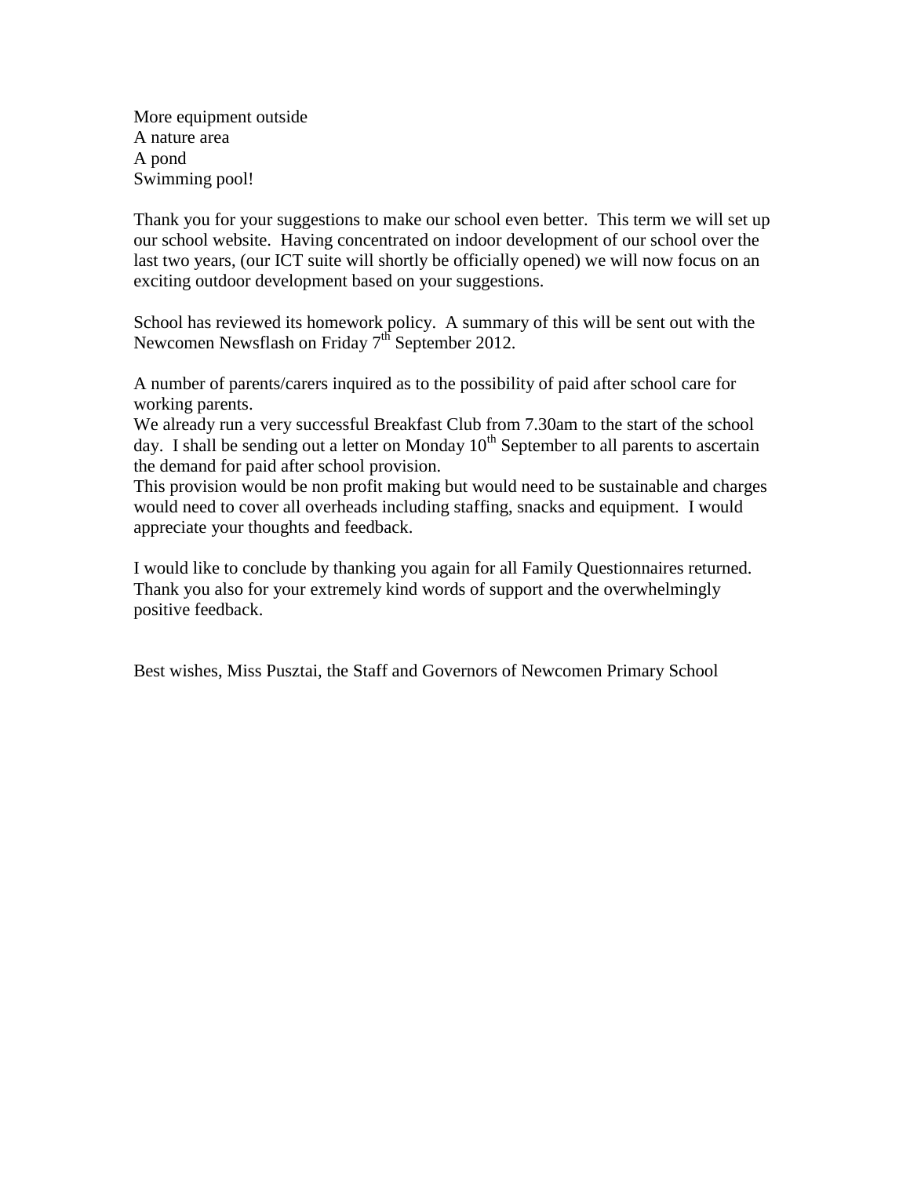More equipment outside
A nature area
A pond
Swimming pool!

Thank you for your suggestions to make our school even better. This term we will set up our school website. Having concentrated on indoor development of our school over the last two years, (our ICT suite will shortly be officially opened) we will now focus on an exciting outdoor development based on your suggestions.

School has reviewed its homework policy. A summary of this will be sent out with the Newcomen Newsflash on Friday 7th September 2012.

A number of parents/carers inquired as to the possibility of paid after school care for working parents.
We already run a very successful Breakfast Club from 7.30am to the start of the school day. I shall be sending out a letter on Monday 10th September to all parents to ascertain the demand for paid after school provision.
This provision would be non profit making but would need to be sustainable and charges would need to cover all overheads including staffing, snacks and equipment. I would appreciate your thoughts and feedback.

I would like to conclude by thanking you again for all Family Questionnaires returned. Thank you also for your extremely kind words of support and the overwhelmingly positive feedback.

Best wishes, Miss Pusztai, the Staff and Governors of Newcomen Primary School